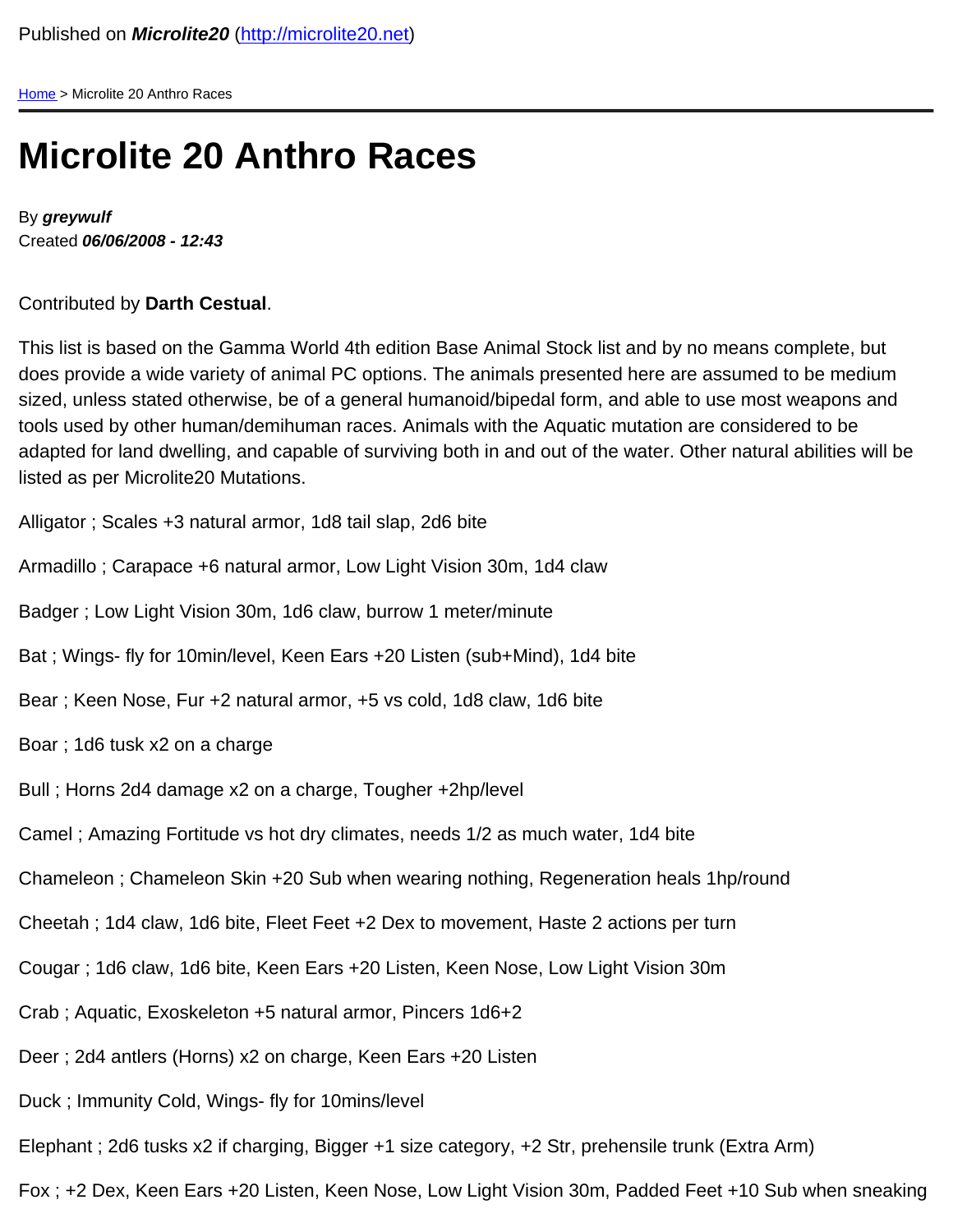Published on ***Microlite20*** (http://microlite20.net)

Home > Microlite 20 Anthro Races

# Microlite 20 Anthro Races

By ***greywulf***
Created ***06/06/2008 - 12:43***

Contributed by **Darth Cestual**.

This list is based on the Gamma World 4th edition Base Animal Stock list and by no means complete, but does provide a wide variety of animal PC options. The animals presented here are assumed to be medium sized, unless stated otherwise, be of a general humanoid/bipedal form, and able to use most weapons and tools used by other human/demihuman races. Animals with the Aquatic mutation are considered to be adapted for land dwelling, and capable of surviving both in and out of the water. Other natural abilities will be listed as per Microlite20 Mutations.

Alligator ; Scales +3 natural armor, 1d8 tail slap, 2d6 bite

Armadillo ; Carapace +6 natural armor, Low Light Vision 30m, 1d4 claw

Badger ; Low Light Vision 30m, 1d6 claw, burrow 1 meter/minute

Bat ; Wings- fly for 10min/level, Keen Ears +20 Listen (sub+Mind), 1d4 bite

Bear ; Keen Nose, Fur +2 natural armor, +5 vs cold, 1d8 claw, 1d6 bite

Boar ; 1d6 tusk x2 on a charge

Bull ; Horns 2d4 damage x2 on a charge, Tougher +2hp/level

Camel ; Amazing Fortitude vs hot dry climates, needs 1/2 as much water, 1d4 bite

Chameleon ; Chameleon Skin +20 Sub when wearing nothing, Regeneration heals 1hp/round

Cheetah ; 1d4 claw, 1d6 bite, Fleet Feet +2 Dex to movement, Haste 2 actions per turn

Cougar ; 1d6 claw, 1d6 bite, Keen Ears +20 Listen, Keen Nose, Low Light Vision 30m

Crab ; Aquatic, Exoskeleton +5 natural armor, Pincers 1d6+2

Deer ; 2d4 antlers (Horns) x2 on charge, Keen Ears +20 Listen

Duck ; Immunity Cold, Wings- fly for 10mins/level

Elephant ; 2d6 tusks x2 if charging, Bigger +1 size category, +2 Str, prehensile trunk (Extra Arm)

Fox ; +2 Dex, Keen Ears +20 Listen, Keen Nose, Low Light Vision 30m, Padded Feet +10 Sub when sneaking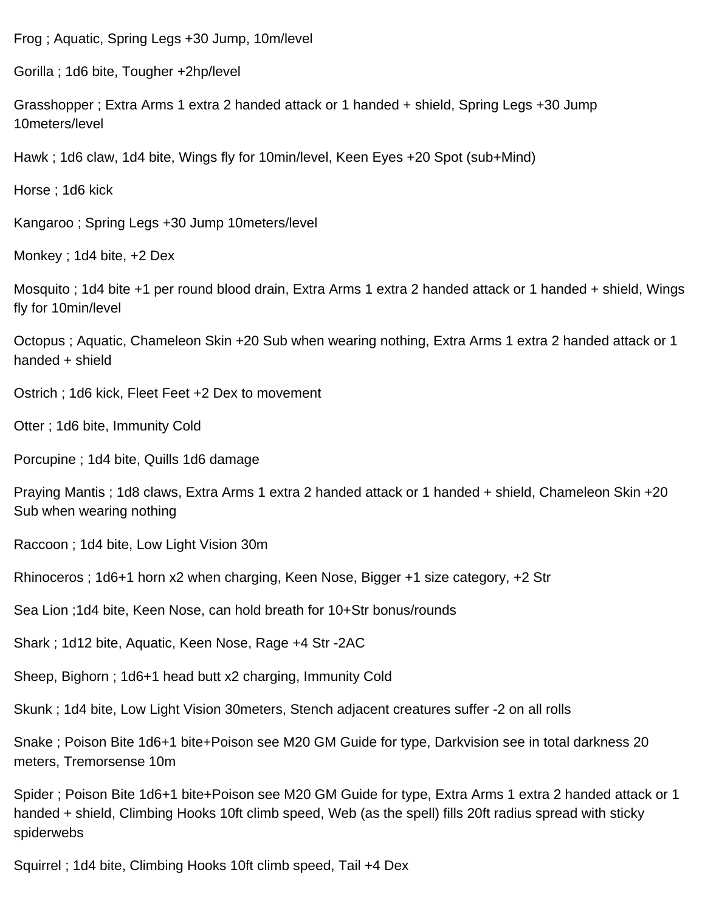Frog ; Aquatic, Spring Legs +30 Jump, 10m/level

Gorilla ; 1d6 bite, Tougher +2hp/level

Grasshopper ; Extra Arms 1 extra 2 handed attack or 1 handed + shield, Spring Legs +30 Jump 10meters/level

Hawk ; 1d6 claw, 1d4 bite, Wings fly for 10min/level, Keen Eyes +20 Spot (sub+Mind)

Horse ; 1d6 kick

Kangaroo ; Spring Legs +30 Jump 10meters/level

Monkey ; 1d4 bite, +2 Dex

Mosquito ; 1d4 bite +1 per round blood drain, Extra Arms 1 extra 2 handed attack or 1 handed + shield, Wings fly for 10min/level

Octopus ; Aquatic, Chameleon Skin +20 Sub when wearing nothing, Extra Arms 1 extra 2 handed attack or 1 handed + shield

Ostrich ; 1d6 kick, Fleet Feet +2 Dex to movement

Otter ; 1d6 bite, Immunity Cold

Porcupine ; 1d4 bite, Quills 1d6 damage

Praying Mantis ; 1d8 claws, Extra Arms 1 extra 2 handed attack or 1 handed + shield, Chameleon Skin +20 Sub when wearing nothing

Raccoon ; 1d4 bite, Low Light Vision 30m

Rhinoceros ; 1d6+1 horn x2 when charging, Keen Nose, Bigger +1 size category, +2 Str

Sea Lion ;1d4 bite, Keen Nose, can hold breath for 10+Str bonus/rounds

Shark ; 1d12 bite, Aquatic, Keen Nose, Rage +4 Str -2AC

Sheep, Bighorn ; 1d6+1 head butt x2 charging, Immunity Cold

Skunk ; 1d4 bite, Low Light Vision 30meters, Stench adjacent creatures suffer -2 on all rolls

Snake ; Poison Bite 1d6+1 bite+Poison see M20 GM Guide for type, Darkvision see in total darkness 20 meters, Tremorsense 10m

Spider ; Poison Bite 1d6+1 bite+Poison see M20 GM Guide for type, Extra Arms 1 extra 2 handed attack or 1 handed + shield, Climbing Hooks 10ft climb speed, Web (as the spell) fills 20ft radius spread with sticky spiderwebs

Squirrel ; 1d4 bite, Climbing Hooks 10ft climb speed, Tail +4 Dex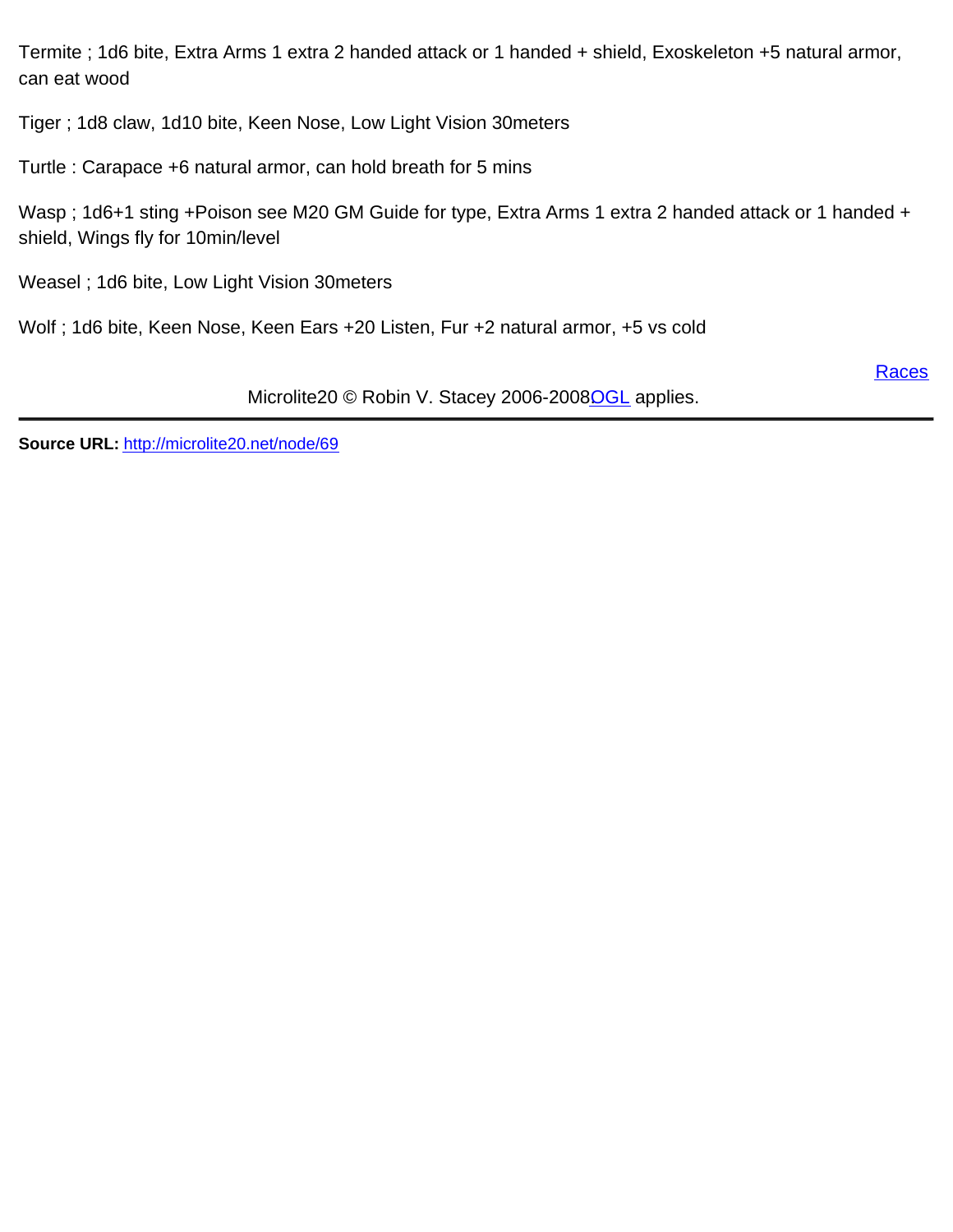Termite ; 1d6 bite, Extra Arms 1 extra 2 handed attack or 1 handed + shield, Exoskeleton +5 natural armor, can eat wood

Tiger ; 1d8 claw, 1d10 bite, Keen Nose, Low Light Vision 30meters

Turtle : Carapace +6 natural armor, can hold breath for 5 mins

Wasp ; 1d6+1 sting +Poison see M20 GM Guide for type, Extra Arms 1 extra 2 handed attack or 1 handed + shield, Wings fly for 10min/level

Weasel ; 1d6 bite, Low Light Vision 30meters

Wolf ; 1d6 bite, Keen Nose, Keen Ears +20 Listen, Fur +2 natural armor, +5 vs cold

Races

Microlite20 © Robin V. Stacey 2006-2008OGL applies.

---

**Source URL:** http://microlite20.net/node/69